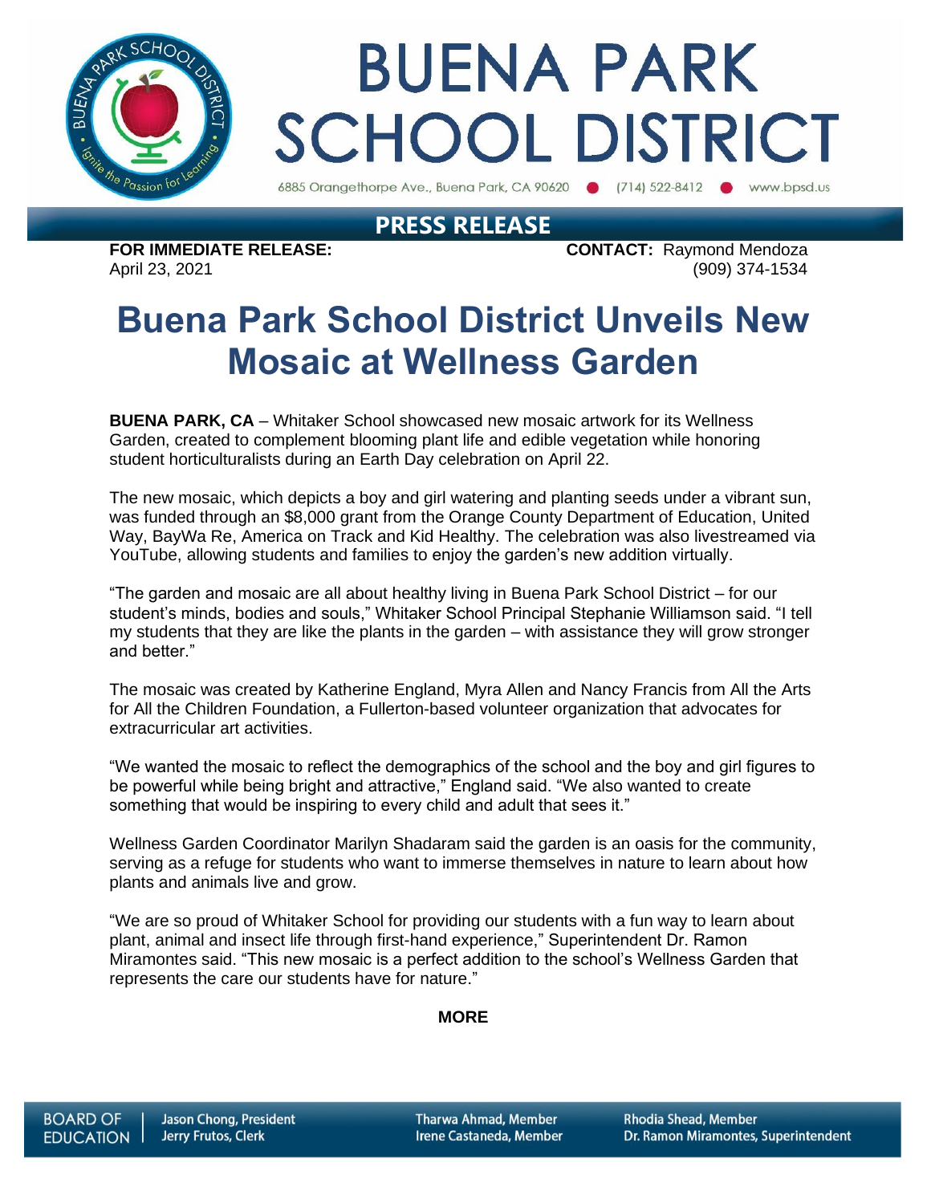# BUENA PARK SCHOOL DISTRICT

6885 Orangethorpe Ave., Buena Park, CA 90620 ● (714) 522-8412 ● www.bpsd.us

## PRESS RELEASE

**FOR IMMEDIATE RELEASE:**
April 23, 2021

**CONTACT:** Raymond Mendoza
(909) 374-1534

# Buena Park School District Unveils New Mosaic at Wellness Garden

**BUENA PARK, CA** – Whitaker School showcased new mosaic artwork for its Wellness Garden, created to complement blooming plant life and edible vegetation while honoring student horticulturalists during an Earth Day celebration on April 22.

The new mosaic, which depicts a boy and girl watering and planting seeds under a vibrant sun, was funded through an $8,000 grant from the Orange County Department of Education, United Way, BayWa Re, America on Track and Kid Healthy. The celebration was also livestreamed via YouTube, allowing students and families to enjoy the garden's new addition virtually.

"The garden and mosaic are all about healthy living in Buena Park School District – for our student's minds, bodies and souls," Whitaker School Principal Stephanie Williamson said. "I tell my students that they are like the plants in the garden – with assistance they will grow stronger and better."

The mosaic was created by Katherine England, Myra Allen and Nancy Francis from All the Arts for All the Children Foundation, a Fullerton-based volunteer organization that advocates for extracurricular art activities.

"We wanted the mosaic to reflect the demographics of the school and the boy and girl figures to be powerful while being bright and attractive," England said. "We also wanted to create something that would be inspiring to every child and adult that sees it."

Wellness Garden Coordinator Marilyn Shadaram said the garden is an oasis for the community, serving as a refuge for students who want to immerse themselves in nature to learn about how plants and animals live and grow.

"We are so proud of Whitaker School for providing our students with a fun way to learn about plant, animal and insect life through first-hand experience," Superintendent Dr. Ramon Miramontes said. "This new mosaic is a perfect addition to the school's Wellness Garden that represents the care our students have for nature."

**MORE**

BOARD OF EDUCATION | Jason Chong, President | Jerry Frutos, Clerk | Tharwa Ahmad, Member | Irene Castaneda, Member | Rhodia Shead, Member | Dr. Ramon Miramontes, Superintendent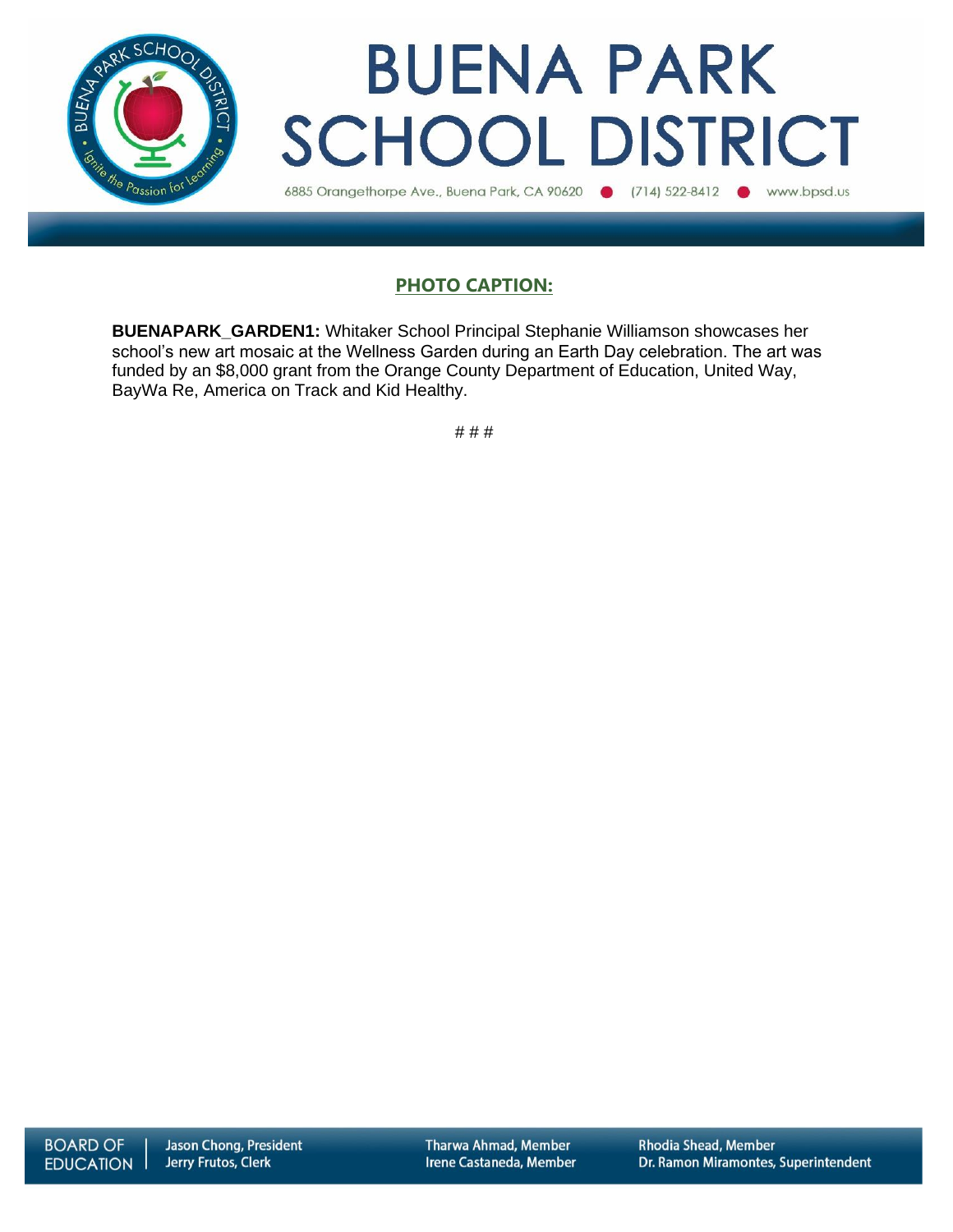# BUENA PARK SCHOOL DISTRICT

6885 Orangethorpe Ave., Buena Park, CA 90620 ● (714) 522-8412 ● www.bpsd.us

## PHOTO CAPTION:

**BUENAPARK_GARDEN1:** Whitaker School Principal Stephanie Williamson showcases her school's new art mosaic at the Wellness Garden during an Earth Day celebration. The art was funded by an $8,000 grant from the Orange County Department of Education, United Way, BayWa Re, America on Track and Kid Healthy.

# # #

BOARD OF EDUCATION | Jason Chong, President
Jerry Frutos, Clerk
Tharwa Ahmad, Member
Irene Castaneda, Member
Rhodia Shead, Member
Dr. Ramon Miramontes, Superintendent